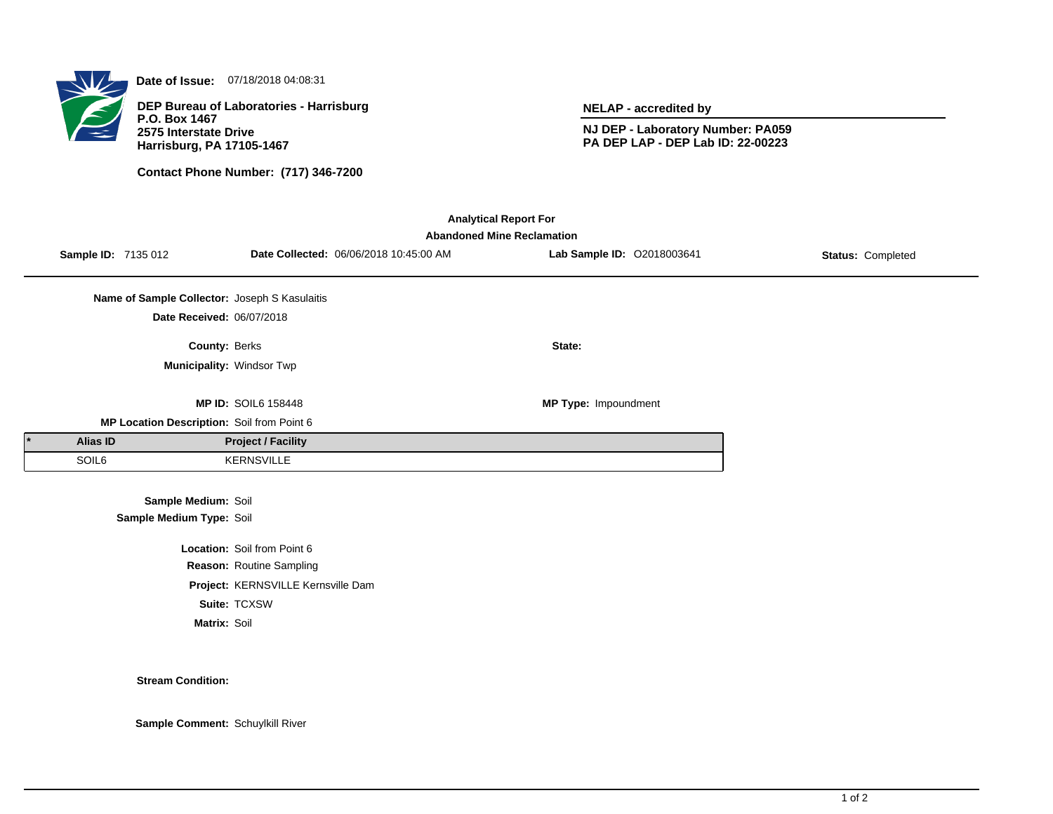**Date of Issue:** 07/18/2018 04:08:31

**DEP Bureau of Laboratories - Harrisburg**
**P.O. Box 1467**
**2575 Interstate Drive**
**Harrisburg, PA 17105-1467**

**Contact Phone Number: (717) 346-7200**

**NELAP - accredited by**

**NJ DEP - Laboratory Number: PA059**
**PA DEP LAP - DEP Lab ID: 22-00223**

**Analytical Report For**
**Abandoned Mine Reclamation**

**Sample ID:** 7135 012 **Date Collected:** 06/06/2018 10:45:00 AM **Lab Sample ID:** O2018003641 **Status:** Completed

**Name of Sample Collector:** Joseph S Kasulaitis
**Date Received:** 06/07/2018

**County:** Berks
**State:**
**Municipality:** Windsor Twp

**MP ID:** SOIL6 158448
**MP Type:** Impoundment
**MP Location Description:** Soil from Point 6

| * | Alias ID | Project / Facility |
|---|---|---|
| | SOIL6 | KERNSVILLE |

**Sample Medium:** Soil
**Sample Medium Type:** Soil

**Location:** Soil from Point 6
**Reason:** Routine Sampling
**Project:** KERNSVILLE Kernsville Dam
**Suite:** TCXSW
**Matrix:** Soil

**Stream Condition:**

**Sample Comment:** Schuylkill River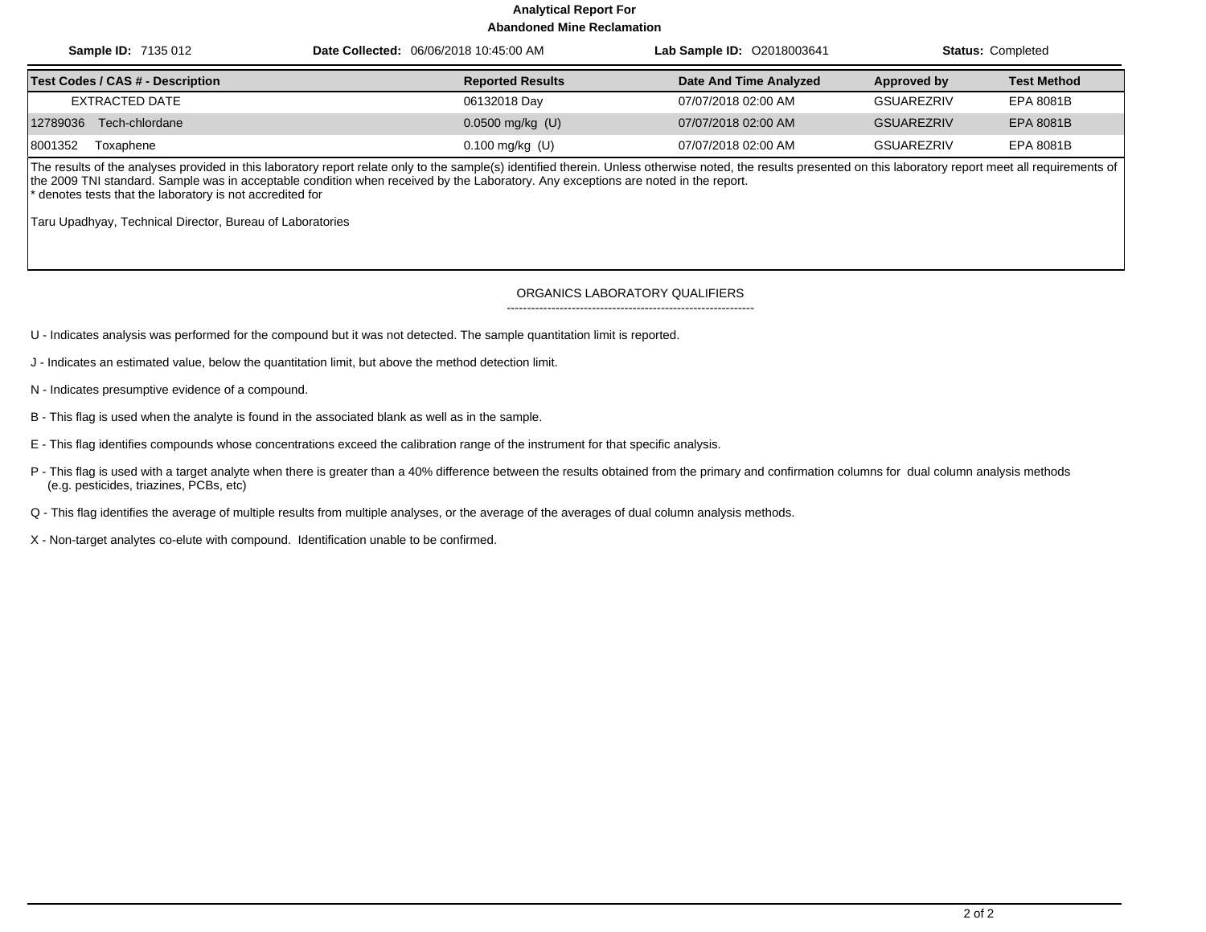**Analytical Report For**
**Abandoned Mine Reclamation**

**Sample ID:** 7135 012 | **Date Collected:** 06/06/2018 10:45:00 AM | **Lab Sample ID:** O2018003641 | **Status:** Completed

| Test Codes / CAS # - Description | Reported Results | Date And Time Analyzed | Approved by | Test Method |
|---|---|---|---|---|
| EXTRACTED DATE | 06132018 Day | 07/07/2018 02:00 AM | GSUAREZRIV | EPA 8081B |
| 12789036 Tech-chlordane | 0.0500 mg/kg (U) | 07/07/2018 02:00 AM | GSUAREZRIV | EPA 8081B |
| 8001352 Toxaphene | 0.100 mg/kg (U) | 07/07/2018 02:00 AM | GSUAREZRIV | EPA 8081B |

The results of the analyses provided in this laboratory report relate only to the sample(s) identified therein. Unless otherwise noted, the results presented on this laboratory report meet all requirements of the 2009 TNI standard. Sample was in acceptable condition when received by the Laboratory. Any exceptions are noted in the report.
* denotes tests that the laboratory is not accredited for

Taru Upadhyay, Technical Director, Bureau of Laboratories

## ORGANICS LABORATORY QUALIFIERS

U - Indicates analysis was performed for the compound but it was not detected. The sample quantitation limit is reported.

J - Indicates an estimated value, below the quantitation limit, but above the method detection limit.

N - Indicates presumptive evidence of a compound.

B - This flag is used when the analyte is found in the associated blank as well as in the sample.

E - This flag identifies compounds whose concentrations exceed the calibration range of the instrument for that specific analysis.

P - This flag is used with a target analyte when there is greater than a 40% difference between the results obtained from the primary and confirmation columns for dual column analysis methods (e.g. pesticides, triazines, PCBs, etc)

Q - This flag identifies the average of multiple results from multiple analyses, or the average of the averages of dual column analysis methods.

X - Non-target analytes co-elute with compound. Identification unable to be confirmed.